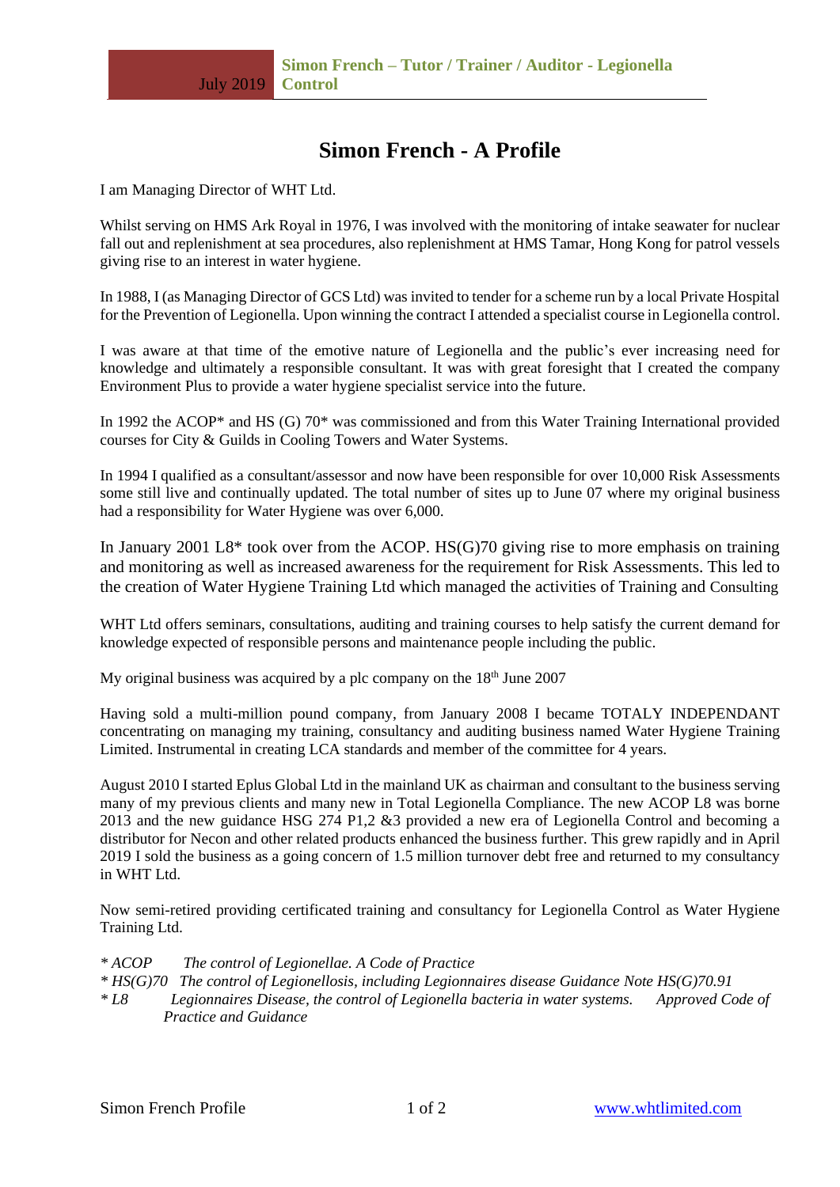# Simon French - A Profile

I am Managing Director of WHT Ltd.

Whilst serving on HMS Ark Royal in 1976, I was involved with the monitoring of intake seawater for nuclear fall out and replenishment at sea procedures, also replenishment at HMS Tamar, Hong Kong for patrol vessels giving rise to an interest in water hygiene.

In 1988, I (as Managing Director of GCS Ltd) was invited to tender for a scheme run by a local Private Hospital for the Prevention of Legionella. Upon winning the contract I attended a specialist course in Legionella control.

I was aware at that time of the emotive nature of Legionella and the public's ever increasing need for knowledge and ultimately a responsible consultant. It was with great foresight that I created the company Environment Plus to provide a water hygiene specialist service into the future.

In 1992 the ACOP* and HS (G) 70* was commissioned and from this Water Training International provided courses for City & Guilds in Cooling Towers and Water Systems.

In 1994 I qualified as a consultant/assessor and now have been responsible for over 10,000 Risk Assessments some still live and continually updated. The total number of sites up to June 07 where my original business had a responsibility for Water Hygiene was over 6,000.

In January 2001 L8* took over from the ACOP. HS(G)70 giving rise to more emphasis on training and monitoring as well as increased awareness for the requirement for Risk Assessments. This led to the creation of Water Hygiene Training Ltd which managed the activities of Training and Consulting

WHT Ltd offers seminars, consultations, auditing and training courses to help satisfy the current demand for knowledge expected of responsible persons and maintenance people including the public.

My original business was acquired by a plc company on the 18th June 2007

Having sold a multi-million pound company, from January 2008 I became TOTALY INDEPENDANT concentrating on managing my training, consultancy and auditing business named Water Hygiene Training Limited. Instrumental in creating LCA standards and member of the committee for 4 years.

August 2010 I started Eplus Global Ltd in the mainland UK as chairman and consultant to the business serving many of my previous clients and many new in Total Legionella Compliance. The new ACOP L8 was borne 2013 and the new guidance HSG 274 P1,2 &3 provided a new era of Legionella Control and becoming a distributor for Necon and other related products enhanced the business further. This grew rapidly and in April 2019 I sold the business as a going concern of 1.5 million turnover debt free and returned to my consultancy in WHT Ltd.

Now semi-retired providing certificated training and consultancy for Legionella Control as Water Hygiene Training Ltd.

*\* ACOP The control of Legionellae. A Code of Practice*
*\* HS(G)70 The control of Legionellosis, including Legionnaires disease Guidance Note HS(G)70.91*
*\* L8 Legionnaires Disease, the control of Legionella bacteria in water systems. Approved Code of Practice and Guidance*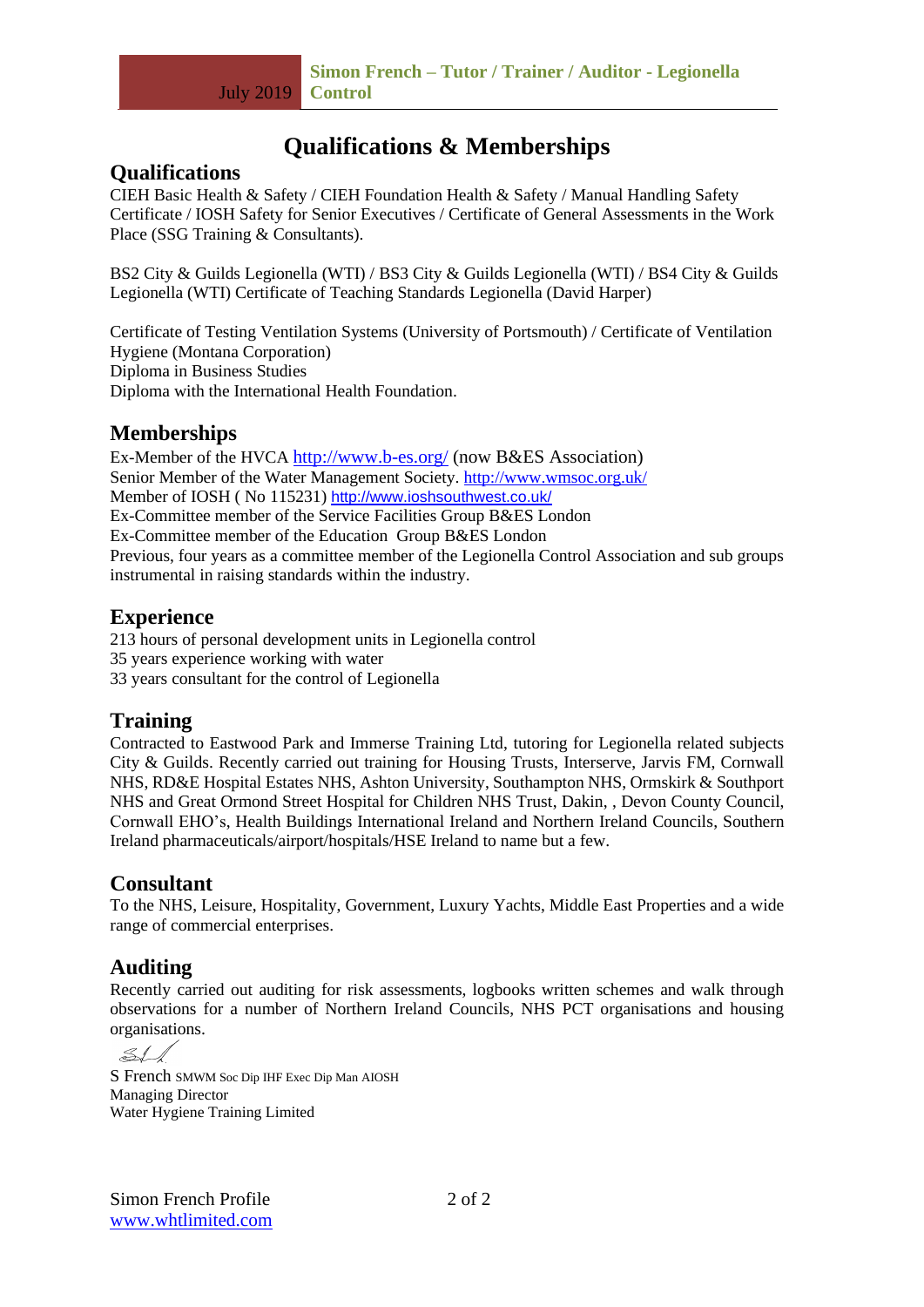# Qualifications & Memberships

## Qualifications

CIEH Basic Health & Safety / CIEH Foundation Health & Safety / Manual Handling Safety Certificate / IOSH Safety for Senior Executives / Certificate of General Assessments in the Work Place (SSG Training & Consultants).

BS2 City & Guilds Legionella (WTI) / BS3 City & Guilds Legionella (WTI) / BS4 City & Guilds Legionella (WTI) Certificate of Teaching Standards Legionella (David Harper)

Certificate of Testing Ventilation Systems (University of Portsmouth) / Certificate of Ventilation Hygiene (Montana Corporation)
Diploma in Business Studies
Diploma with the International Health Foundation.

## Memberships

Ex-Member of the HVCA http://www.b-es.org/ (now B&ES Association)
Senior Member of the Water Management Society. http://www.wmsoc.org.uk/
Member of IOSH ( No 115231) http://www.ioshsouthwest.co.uk/
Ex-Committee member of the Service Facilities Group B&ES London
Ex-Committee member of the Education Group B&ES London
Previous, four years as a committee member of the Legionella Control Association and sub groups instrumental in raising standards within the industry.

## Experience

213 hours of personal development units in Legionella control
35 years experience working with water
33 years consultant for the control of Legionella

## Training

Contracted to Eastwood Park and Immerse Training Ltd, tutoring for Legionella related subjects City & Guilds. Recently carried out training for Housing Trusts, Interserve, Jarvis FM, Cornwall NHS, RD&E Hospital Estates NHS, Ashton University, Southampton NHS, Ormskirk & Southport NHS and Great Ormond Street Hospital for Children NHS Trust, Dakin, , Devon County Council, Cornwall EHO's, Health Buildings International Ireland and Northern Ireland Councils, Southern Ireland pharmaceuticals/airport/hospitals/HSE Ireland to name but a few.

## Consultant

To the NHS, Leisure, Hospitality, Government, Luxury Yachts, Middle East Properties and a wide range of commercial enterprises.

## Auditing

Recently carried out auditing for risk assessments, logbooks written schemes and walk through observations for a number of Northern Ireland Councils, NHS PCT organisations and housing organisations.

S French SMWM Soc Dip IHF Exec Dip Man AIOSH
Managing Director
Water Hygiene Training Limited